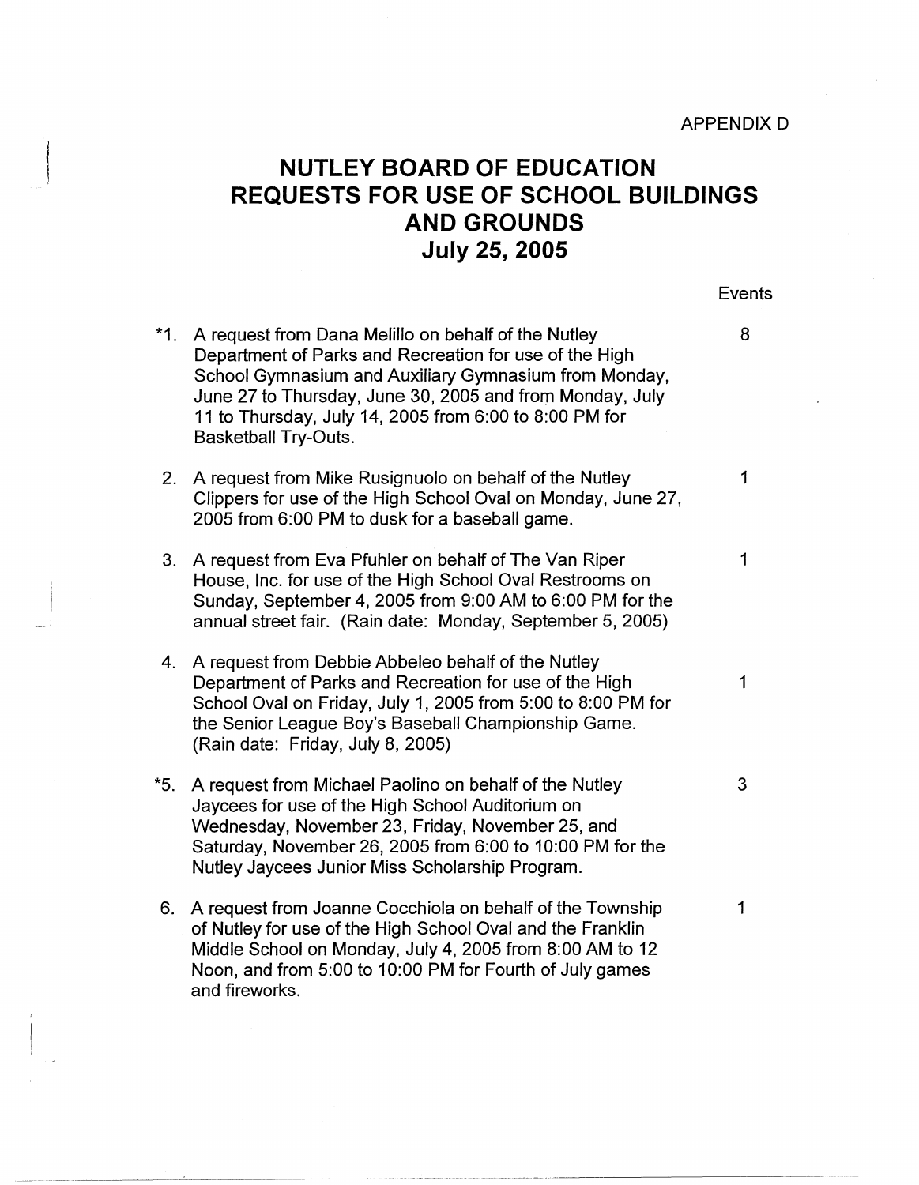APPENDIX D

# NUTLEY BOARD OF EDUCATION
# REQUESTS FOR USE OF SCHOOL BUILDINGS AND GROUNDS
# July 25, 2005

| | Request | Events |
|---|---|---|
| *1. | A request from Dana Melillo on behalf of the Nutley Department of Parks and Recreation for use of the High School Gymnasium and Auxiliary Gymnasium from Monday, June 27 to Thursday, June 30, 2005 and from Monday, July 11 to Thursday, July 14, 2005 from 6:00 to 8:00 PM for Basketball Try-Outs. | 8 |
| 2. | A request from Mike Rusignuolo on behalf of the Nutley Clippers for use of the High School Oval on Monday, June 27, 2005 from 6:00 PM to dusk for a baseball game. | 1 |
| 3. | A request from Eva Pfuhler on behalf of The Van Riper House, Inc. for use of the High School Oval Restrooms on Sunday, September 4, 2005 from 9:00 AM to 6:00 PM for the annual street fair. (Rain date: Monday, September 5, 2005) | 1 |
| 4. | A request from Debbie Abbeleo behalf of the Nutley Department of Parks and Recreation for use of the High School Oval on Friday, July 1, 2005 from 5:00 to 8:00 PM for the Senior League Boy's Baseball Championship Game. (Rain date: Friday, July 8, 2005) | 1 |
| *5. | A request from Michael Paolino on behalf of the Nutley Jaycees for use of the High School Auditorium on Wednesday, November 23, Friday, November 25, and Saturday, November 26, 2005 from 6:00 to 10:00 PM for the Nutley Jaycees Junior Miss Scholarship Program. | 3 |
| 6. | A request from Joanne Cocchiola on behalf of the Township of Nutley for use of the High School Oval and the Franklin Middle School on Monday, July 4, 2005 from 8:00 AM to 12 Noon, and from 5:00 to 10:00 PM for Fourth of July games and fireworks. | 1 |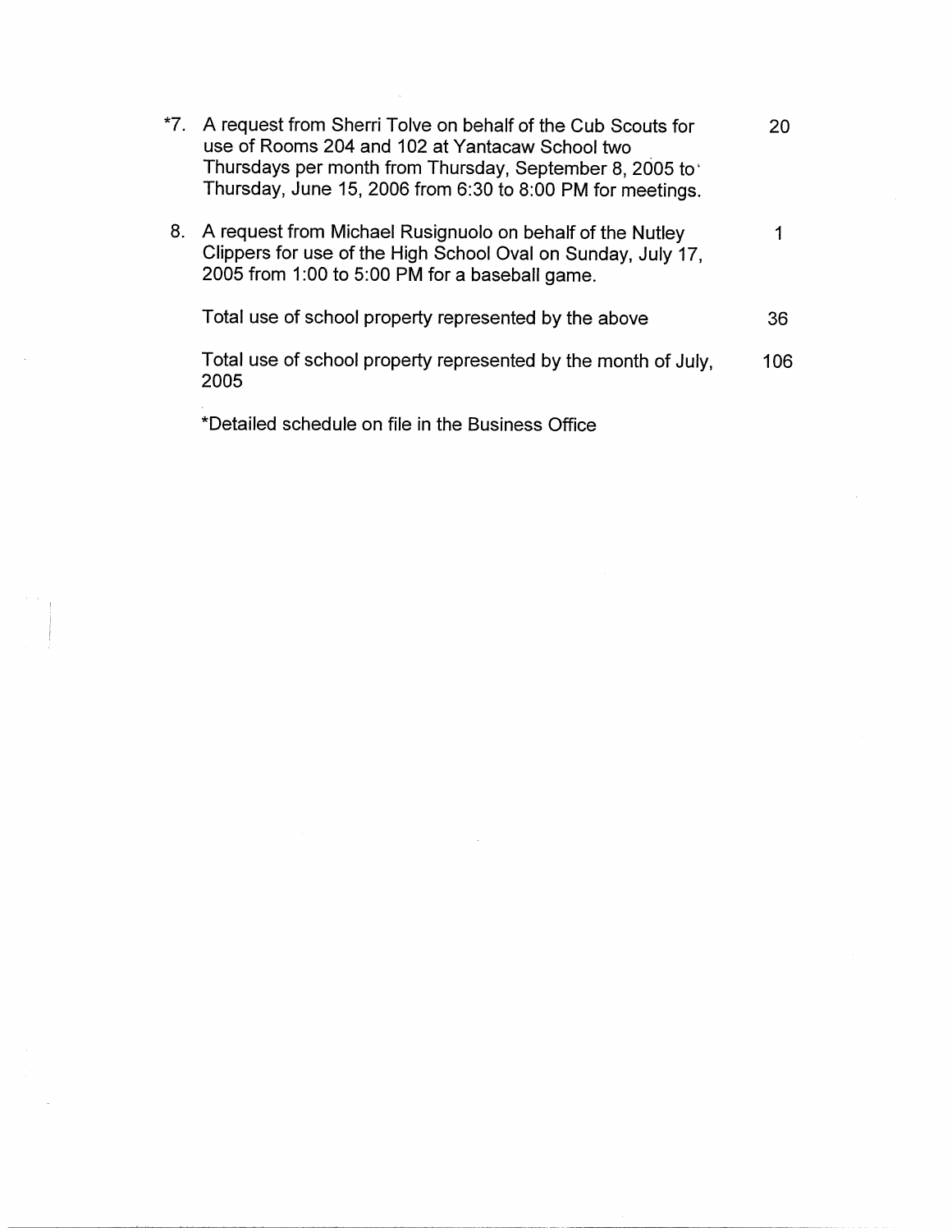| | | |
|---|---|---|
| *7. | A request from Sherri Tolve on behalf of the Cub Scouts for use of Rooms 204 and 102 at Yantacaw School two Thursdays per month from Thursday, September 8, 2005 to Thursday, June 15, 2006 from 6:30 to 8:00 PM for meetings. | 20 |
| 8. | A request from Michael Rusignuolo on behalf of the Nutley Clippers for use of the High School Oval on Sunday, July 17, 2005 from 1:00 to 5:00 PM for a baseball game. | 1 |
| | Total use of school property represented by the above | 36 |
| | Total use of school property represented by the month of July, 2005 | 106 |

*Detailed schedule on file in the Business Office